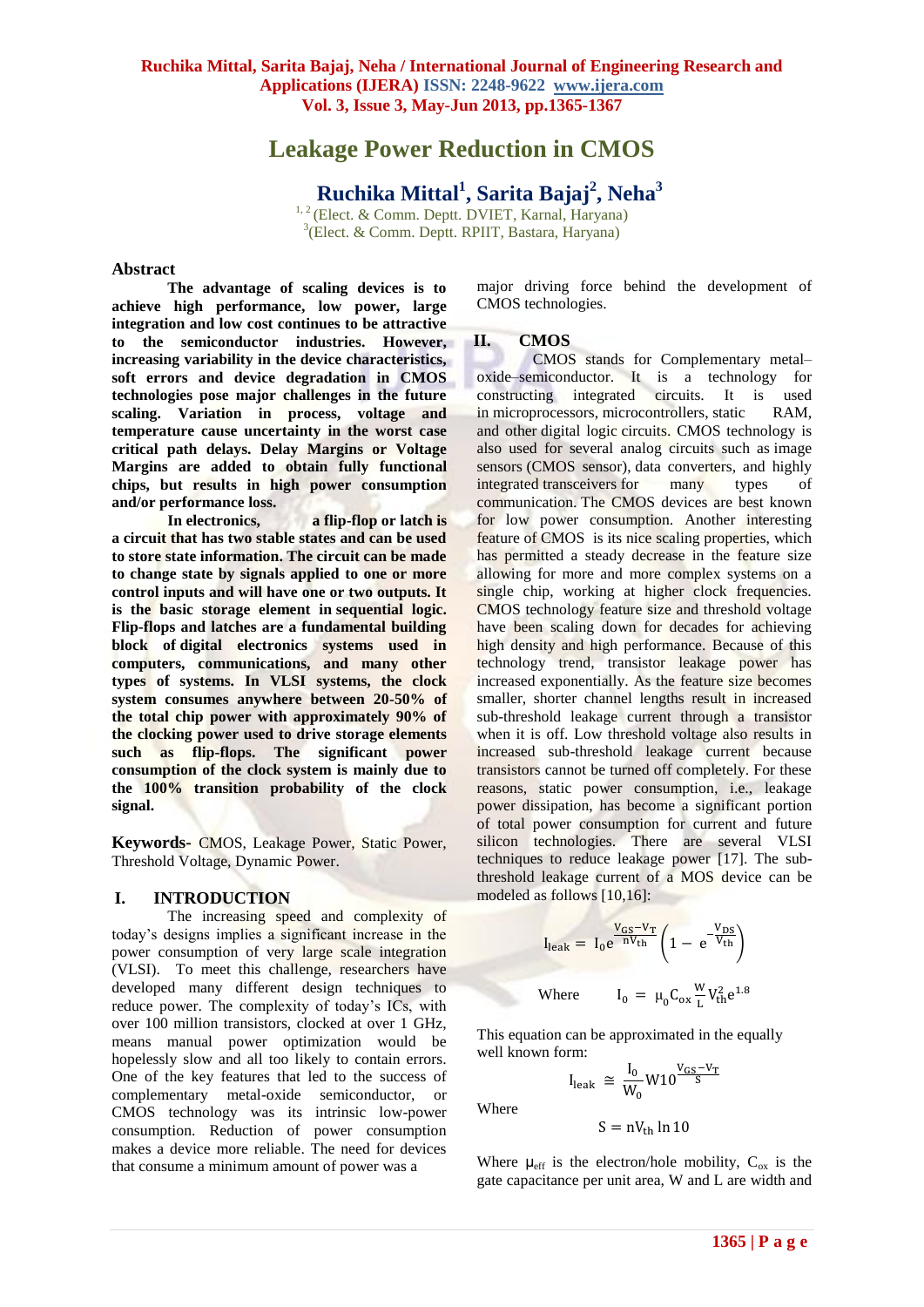# Leakage Power Reduction in CMOS

## Ruchika Mittal[1], Sarita Bajaj[2], Neha[3]

[1, 2] (Elect. & Comm. Deptt. DVIET, Karnal, Haryana)
[3] (Elect. & Comm. Deptt. RPIIT, Bastara, Haryana)

### Abstract

**The advantage of scaling devices is to achieve high performance, low power, large integration and low cost continues to be attractive to the semiconductor industries. However, increasing variability in the device characteristics, soft errors and device degradation in CMOS technologies pose major challenges in the future scaling. Variation in process, voltage and temperature cause uncertainty in the worst case critical path delays. Delay Margins or Voltage Margins are added to obtain fully functional chips, but results in high power consumption and/or performance loss.**

**In electronics, a flip-flop or latch is a circuit that has two stable states and can be used to store state information. The circuit can be made to change state by signals applied to one or more control inputs and will have one or two outputs. It is the basic storage element in sequential logic. Flip-flops and latches are a fundamental building block of digital electronics systems used in computers, communications, and many other types of systems. In VLSI systems, the clock system consumes anywhere between 20-50% of the total chip power with approximately 90% of the clocking power used to drive storage elements such as flip-flops. The significant power consumption of the clock system is mainly due to the 100% transition probability of the clock signal.**

**Keywords-** CMOS, Leakage Power, Static Power, Threshold Voltage, Dynamic Power.

## I. INTRODUCTION

The increasing speed and complexity of today's designs implies a significant increase in the power consumption of very large scale integration (VLSI). To meet this challenge, researchers have developed many different design techniques to reduce power. The complexity of today's ICs, with over 100 million transistors, clocked at over 1 GHz, means manual power optimization would be hopelessly slow and all too likely to contain errors. One of the key features that led to the success of complementary metal-oxide semiconductor, or CMOS technology was its intrinsic low-power consumption. Reduction of power consumption makes a device more reliable. The need for devices that consume a minimum amount of power was a major driving force behind the development of CMOS technologies.

## II. CMOS

CMOS stands for Complementary metal–oxide–semiconductor. It is a technology for constructing integrated circuits. It is used in microprocessors, microcontrollers, static RAM, and other digital logic circuits. CMOS technology is also used for several analog circuits such as image sensors (CMOS sensor), data converters, and highly integrated transceivers for many types of communication. The CMOS devices are best known for low power consumption. Another interesting feature of CMOS is its nice scaling properties, which has permitted a steady decrease in the feature size allowing for more and more complex systems on a single chip, working at higher clock frequencies. CMOS technology feature size and threshold voltage have been scaling down for decades for achieving high density and high performance. Because of this technology trend, transistor leakage power has increased exponentially. As the feature size becomes smaller, shorter channel lengths result in increased sub-threshold leakage current through a transistor when it is off. Low threshold voltage also results in increased sub-threshold leakage current because transistors cannot be turned off completely. For these reasons, static power consumption, i.e., leakage power dissipation, has become a significant portion of total power consumption for current and future silicon technologies. There are several VLSI techniques to reduce leakage power [17]. The sub-threshold leakage current of a MOS device can be modeled as follows [10,16]:

$$I_{leak} = I_0 e^{\frac{V_{GS}-V_T}{nV_{th}}}\left(1 - e^{-\frac{V_{DS}}{V_{th}}}\right)$$

Where $\quad I_0 = \mu_0 C_{ox} \frac{W}{L} V_{th}^2 e^{1.8}$

This equation can be approximated in the equally well known form:

$$I_{leak} \cong \frac{I_0}{W_0} W 10^{\frac{V_{GS}-V_T}{S}}$$

Where

$$S = nV_{th} \ln 10$$

Where $\mu_{eff}$ is the electron/hole mobility, $C_{ox}$ is the gate capacitance per unit area, W and L are width and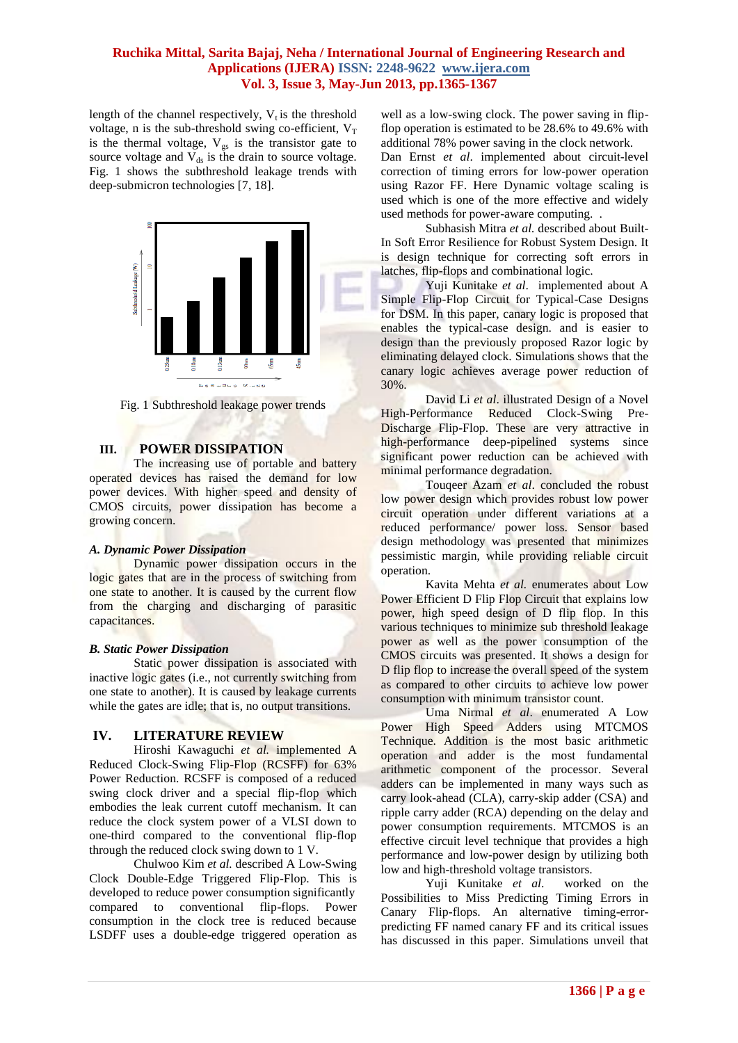length of the channel respectively, $V_t$ is the threshold voltage, n is the sub-threshold swing co-efficient, $V_T$ is the thermal voltage, $V_{gs}$ is the transistor gate to source voltage and $V_{ds}$ is the drain to source voltage. Fig. 1 shows the subthreshold leakage trends with deep-submicron technologies [7, 18].

Fig. 1 Subthreshold leakage power trends

## III. POWER DISSIPATION

The increasing use of portable and battery operated devices has raised the demand for low power devices. With higher speed and density of CMOS circuits, power dissipation has become a growing concern.

### *A. Dynamic Power Dissipation*

Dynamic power dissipation occurs in the logic gates that are in the process of switching from one state to another. It is caused by the current flow from the charging and discharging of parasitic capacitances.

### *B. Static Power Dissipation*

Static power dissipation is associated with inactive logic gates (i.e., not currently switching from one state to another). It is caused by leakage currents while the gates are idle; that is, no output transitions.

## IV. LITERATURE REVIEW

Hiroshi Kawaguchi *et al.* implemented A Reduced Clock-Swing Flip-Flop (RCSFF) for 63% Power Reduction. RCSFF is composed of a reduced swing clock driver and a special flip-flop which embodies the leak current cutoff mechanism. It can reduce the clock system power of a VLSI down to one-third compared to the conventional flip-flop through the reduced clock swing down to 1 V.

Chulwoo Kim *et al.* described A Low-Swing Clock Double-Edge Triggered Flip-Flop. This is developed to reduce power consumption significantly compared to conventional flip-flops. Power consumption in the clock tree is reduced because LSDFF uses a double-edge triggered operation as well as a low-swing clock. The power saving in flip-flop operation is estimated to be 28.6% to 49.6% with additional 78% power saving in the clock network.

Dan Ernst *et al.* implemented about circuit-level correction of timing errors for low-power operation using Razor FF. Here Dynamic voltage scaling is used which is one of the more effective and widely used methods for power-aware computing. .

Subhasish Mitra *et al.* described about Built-In Soft Error Resilience for Robust System Design. It is design technique for correcting soft errors in latches, flip-flops and combinational logic.

Yuji Kunitake *et al.* implemented about A Simple Flip-Flop Circuit for Typical-Case Designs for DSM. In this paper, canary logic is proposed that enables the typical-case design. and is easier to design than the previously proposed Razor logic by eliminating delayed clock. Simulations shows that the canary logic achieves average power reduction of 30%.

David Li *et al.* illustrated Design of a Novel High-Performance Reduced Clock-Swing Pre-Discharge Flip-Flop. These are very attractive in high-performance deep-pipelined systems since significant power reduction can be achieved with minimal performance degradation.

Touqeer Azam *et al.* concluded the robust low power design which provides robust low power circuit operation under different variations at a reduced performance/ power loss. Sensor based design methodology was presented that minimizes pessimistic margin, while providing reliable circuit operation.

Kavita Mehta *et al.* enumerates about Low Power Efficient D Flip Flop Circuit that explains low power, high speed design of D flip flop. In this various techniques to minimize sub threshold leakage power as well as the power consumption of the CMOS circuits was presented. It shows a design for D flip flop to increase the overall speed of the system as compared to other circuits to achieve low power consumption with minimum transistor count.

Uma Nirmal *et al.* enumerated A Low Power High Speed Adders using MTCMOS Technique. Addition is the most basic arithmetic operation and adder is the most fundamental arithmetic component of the processor. Several adders can be implemented in many ways such as carry look-ahead (CLA), carry-skip adder (CSA) and ripple carry adder (RCA) depending on the delay and power consumption requirements. MTCMOS is an effective circuit level technique that provides a high performance and low-power design by utilizing both low and high-threshold voltage transistors.

Yuji Kunitake *et al.* worked on the Possibilities to Miss Predicting Timing Errors in Canary Flip-flops. An alternative timing-error-predicting FF named canary FF and its critical issues has discussed in this paper. Simulations unveil that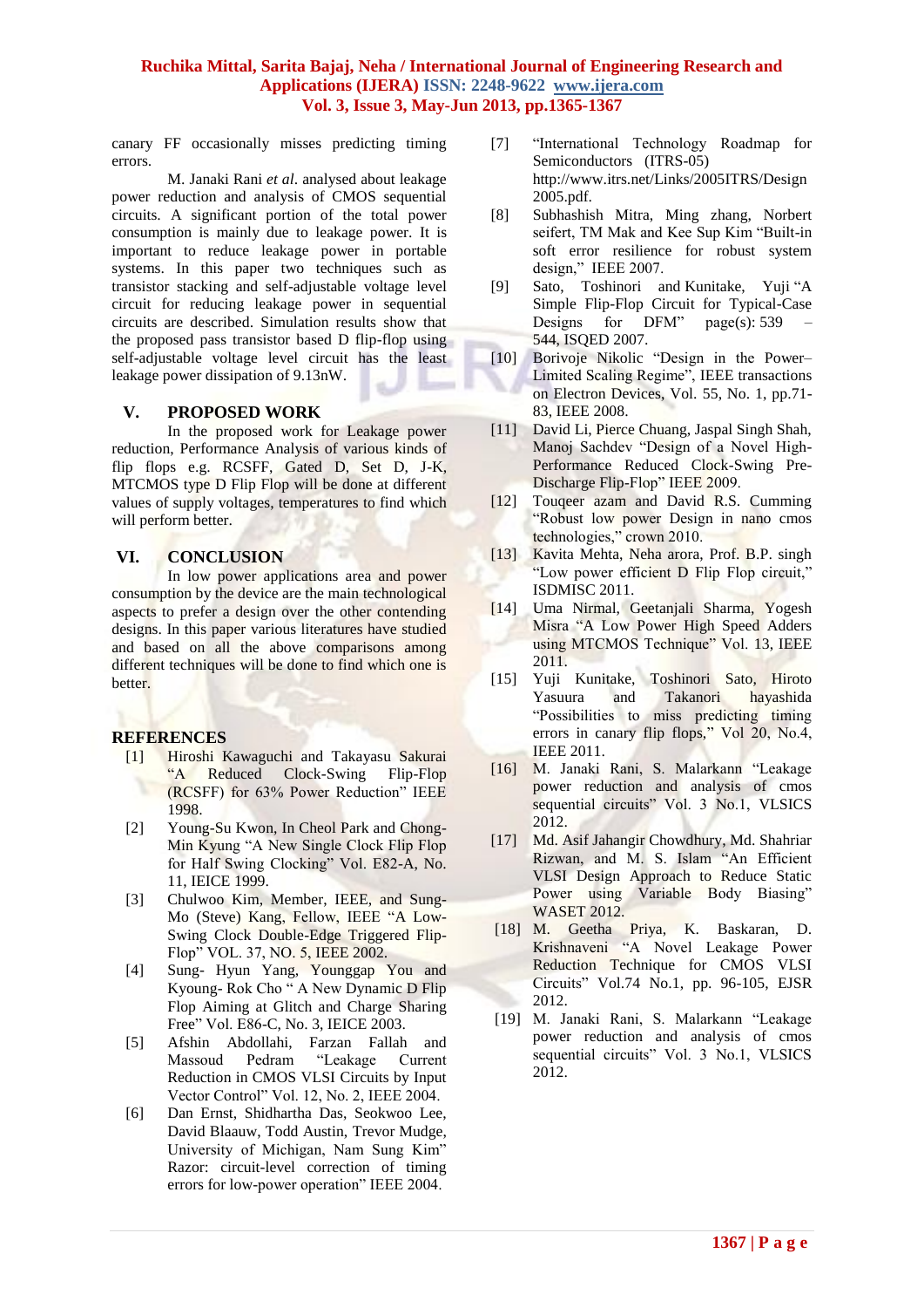canary FF occasionally misses predicting timing errors.

M. Janaki Rani *et al*. analysed about leakage power reduction and analysis of CMOS sequential circuits. A significant portion of the total power consumption is mainly due to leakage power. It is important to reduce leakage power in portable systems. In this paper two techniques such as transistor stacking and self-adjustable voltage level circuit for reducing leakage power in sequential circuits are described. Simulation results show that the proposed pass transistor based D flip-flop using self-adjustable voltage level circuit has the least leakage power dissipation of 9.13nW.

## V. PROPOSED WORK

In the proposed work for Leakage power reduction, Performance Analysis of various kinds of flip flops e.g. RCSFF, Gated D, Set D, J-K, MTCMOS type D Flip Flop will be done at different values of supply voltages, temperatures to find which will perform better.

## VI. CONCLUSION

In low power applications area and power consumption by the device are the main technological aspects to prefer a design over the other contending designs. In this paper various literatures have studied and based on all the above comparisons among different techniques will be done to find which one is better.

## REFERENCES

[1] Hiroshi Kawaguchi and Takayasu Sakurai "A Reduced Clock-Swing Flip-Flop (RCSFF) for 63% Power Reduction" IEEE 1998.

[2] Young-Su Kwon, In Cheol Park and Chong-Min Kyung "A New Single Clock Flip Flop for Half Swing Clocking" Vol. E82-A, No. 11, IEICE 1999.

[3] Chulwoo Kim, Member, IEEE, and Sung-Mo (Steve) Kang, Fellow, IEEE "A Low-Swing Clock Double-Edge Triggered Flip-Flop" VOL. 37, NO. 5, IEEE 2002.

[4] Sung- Hyun Yang, Younggap You and Kyoung- Rok Cho " A New Dynamic D Flip Flop Aiming at Glitch and Charge Sharing Free" Vol. E86-C, No. 3, IEICE 2003.

[5] Afshin Abdollahi, Farzan Fallah and Massoud Pedram "Leakage Current Reduction in CMOS VLSI Circuits by Input Vector Control" Vol. 12, No. 2, IEEE 2004.

[6] Dan Ernst, Shidhartha Das, Seokwoo Lee, David Blaauw, Todd Austin, Trevor Mudge, University of Michigan, Nam Sung Kim" Razor: circuit-level correction of timing errors for low-power operation" IEEE 2004.

[7] "International Technology Roadmap for Semiconductors (ITRS-05) http://www.itrs.net/Links/2005ITRS/Design 2005.pdf.

[8] Subhashish Mitra, Ming zhang, Norbert seifert, TM Mak and Kee Sup Kim "Built-in soft error resilience for robust system design," IEEE 2007.

[9] Sato, Toshinori and Kunitake, Yuji "A Simple Flip-Flop Circuit for Typical-Case Designs for DFM" page(s): 539 – 544, ISQED 2007.

[10] Borivoje Nikolic "Design in the Power–Limited Scaling Regime", IEEE transactions on Electron Devices, Vol. 55, No. 1, pp.71-83, IEEE 2008.

[11] David Li, Pierce Chuang, Jaspal Singh Shah, Manoj Sachdev "Design of a Novel High-Performance Reduced Clock-Swing Pre-Discharge Flip-Flop" IEEE 2009.

[12] Touqeer azam and David R.S. Cumming "Robust low power Design in nano cmos technologies," crown 2010.

[13] Kavita Mehta, Neha arora, Prof. B.P. singh "Low power efficient D Flip Flop circuit," ISDMISC 2011.

[14] Uma Nirmal, Geetanjali Sharma, Yogesh Misra "A Low Power High Speed Adders using MTCMOS Technique" Vol. 13, IEEE 2011.

[15] Yuji Kunitake, Toshinori Sato, Hiroto Yasuura and Takanori hayashida "Possibilities to miss predicting timing errors in canary flip flops," Vol 20, No.4, IEEE 2011.

[16] M. Janaki Rani, S. Malarkann "Leakage power reduction and analysis of cmos sequential circuits" Vol. 3 No.1, VLSICS 2012.

[17] Md. Asif Jahangir Chowdhury, Md. Shahriar Rizwan, and M. S. Islam "An Efficient VLSI Design Approach to Reduce Static Power using Variable Body Biasing" WASET 2012.

[18] M. Geetha Priya, K. Baskaran, D. Krishnaveni "A Novel Leakage Power Reduction Technique for CMOS VLSI Circuits" Vol.74 No.1, pp. 96-105, EJSR 2012.

[19] M. Janaki Rani, S. Malarkann "Leakage power reduction and analysis of cmos sequential circuits" Vol. 3 No.1, VLSICS 2012.